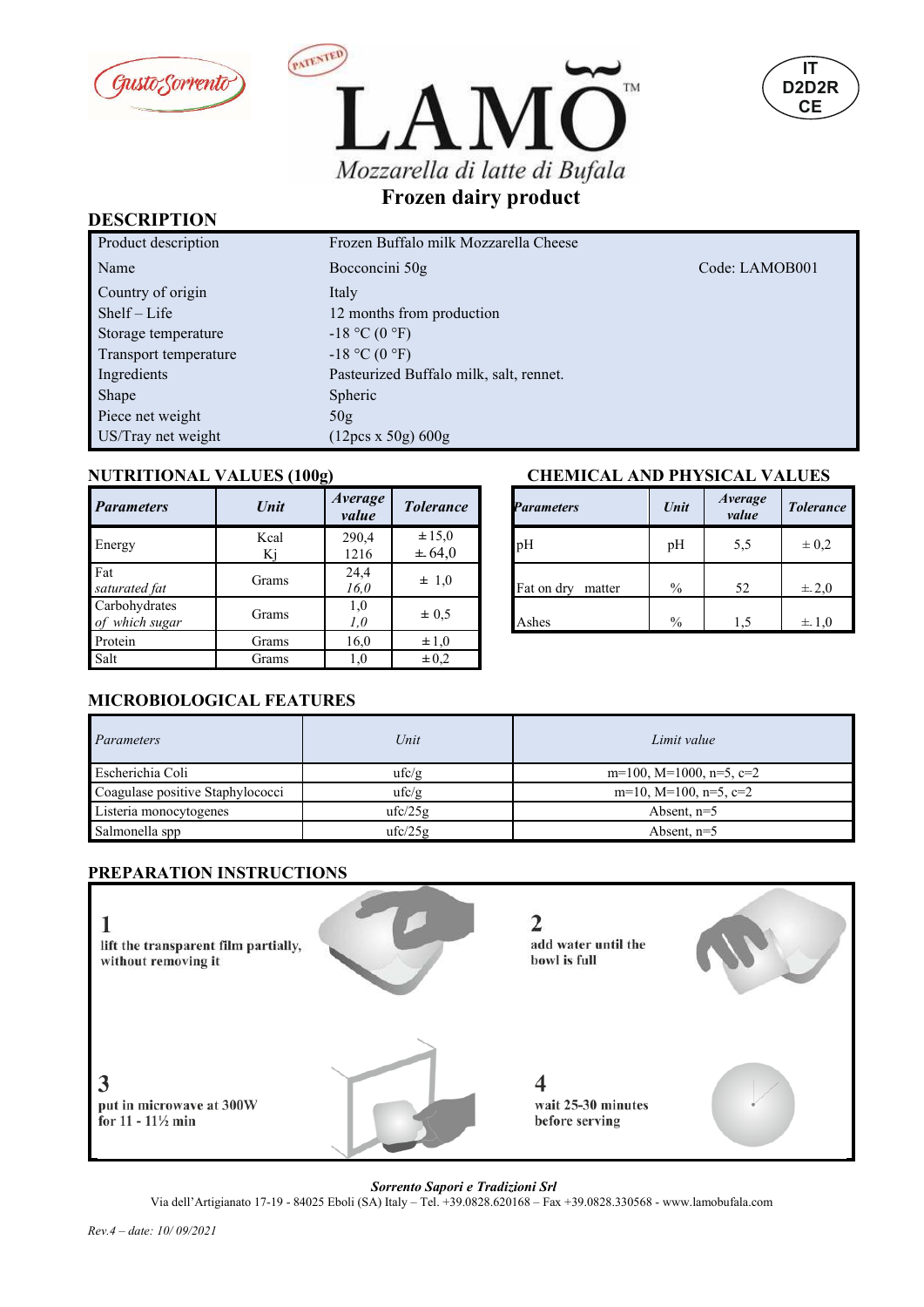GustoSorrento

PATENTED

# LAMO™

Mozzarella di latte di Bufala

**Frozen dairy product**

IT D2D2R CE

## DESCRIPTION

| | | |
|---|---|---|
| Product description | Frozen Buffalo milk Mozzarella Cheese | |
| Name | Bocconcini 50g | Code: LAMOB001 |
| Country of origin | Italy | |
| Shelf – Life | 12 months from production | |
| Storage temperature | -18 °C (0 °F) | |
| Transport temperature | -18 °C (0 °F) | |
| Ingredients | Pasteurized Buffalo milk, salt, rennet. | |
| Shape | Spheric | |
| Piece net weight | 50g | |
| US/Tray net weight | (12pcs x 50g) 600g | |

## NUTRITIONAL VALUES (100g)

| *Parameters* | *Unit* | *Average value* | *Tolerance* |
|---|---|---|---|
| Energy | Kcal<br>Kj | 290,4<br>1216 | ± 15,0<br>± 64,0 |
| Fat<br>*saturated fat* | Grams | 24,4<br>*16,0* | ± 1,0 |
| Carbohydrates<br>*of which sugar* | Grams | 1,0<br>*1,0* | ± 0,5 |
| Protein | Grams | 16,0 | ± 1,0 |
| Salt | Grams | 1,0 | ± 0,2 |

## CHEMICAL AND PHYSICAL VALUES

| *Parameters* | *Unit* | *Average value* | *Tolerance* |
|---|---|---|---|
| pH | pH | 5,5 | ± 0,2 |
| Fat on dry matter | % | 52 | ± 2,0 |
| Ashes | % | 1,5 | ± 1,0 |

## MICROBIOLOGICAL FEATURES

| *Parameters* | *Unit* | *Limit value* |
|---|---|---|
| Escherichia Coli | ufc/g | m=100, M=1000, n=5, c=2 |
| Coagulase positive Staphylococci | ufc/g | m=10, M=100, n=5, c=2 |
| Listeria monocytogenes | ufc/25g | Absent, n=5 |
| Salmonella spp | ufc/25g | Absent, n=5 |

## PREPARATION INSTRUCTIONS

**1**
lift the transparent film partially, without removing it

**2**
add water until the bowl is full

**3**
put in microwave at 300W for 11 - 11½ min

**4**
wait 25-30 minutes before serving

***Sorrento Sapori e Tradizioni Srl***
Via dell'Artigianato 17-19 - 84025 Eboli (SA) Italy – Tel. +39.0828.620168 – Fax +39.0828.330568 - www.lamobufala.com

*Rev.4 – date: 10/ 09/2021*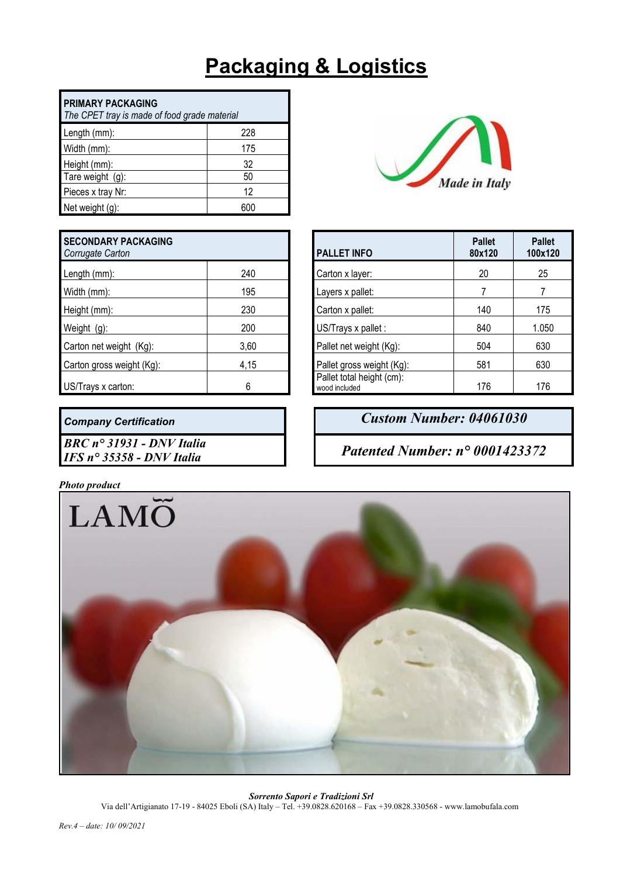# Packaging & Logistics

| **PRIMARY PACKAGING** *The CPET tray is made of food grade material* | |
|---|---|
| Length (mm): | 228 |
| Width (mm): | 175 |
| Height (mm): | 32 |
| Tare weight (g): | 50 |
| Pieces x tray Nr: | 12 |
| Net weight (g): | 600 |

Made in Italy

| **SECONDARY PACKAGING** *Corrugate Carton* | |
|---|---|
| Length (mm): | 240 |
| Width (mm): | 195 |
| Height (mm): | 230 |
| Weight (g): | 200 |
| Carton net weight (Kg): | 3,60 |
| Carton gross weight (Kg): | 4,15 |
| US/Trays x carton: | 6 |

| **PALLET INFO** | **Pallet 80x120** | **Pallet 100x120** |
|---|---|---|
| Carton x layer: | 20 | 25 |
| Layers x pallet: | 7 | 7 |
| Carton x pallet: | 140 | 175 |
| US/Trays x pallet : | 840 | 1.050 |
| Pallet net weight (Kg): | 504 | 630 |
| Pallet gross weight (Kg): | 581 | 630 |
| Pallet total height (cm): wood included | 176 | 176 |

| ***Company Certification*** |
|---|
| ***BRC n° 31931 - DNV Italia*** ***IFS n° 35358 - DNV Italia*** |

***Custom Number: 04061030***

***Patented Number: n° 0001423372***

***Photo product***

***Sorrento Sapori e Tradizioni Srl***
Via dell'Artigianato 17-19 - 84025 Eboli (SA) Italy – Tel. +39.0828.620168 – Fax +39.0828.330568 - www.lamobufala.com

*Rev.4 – date: 10/ 09/2021*